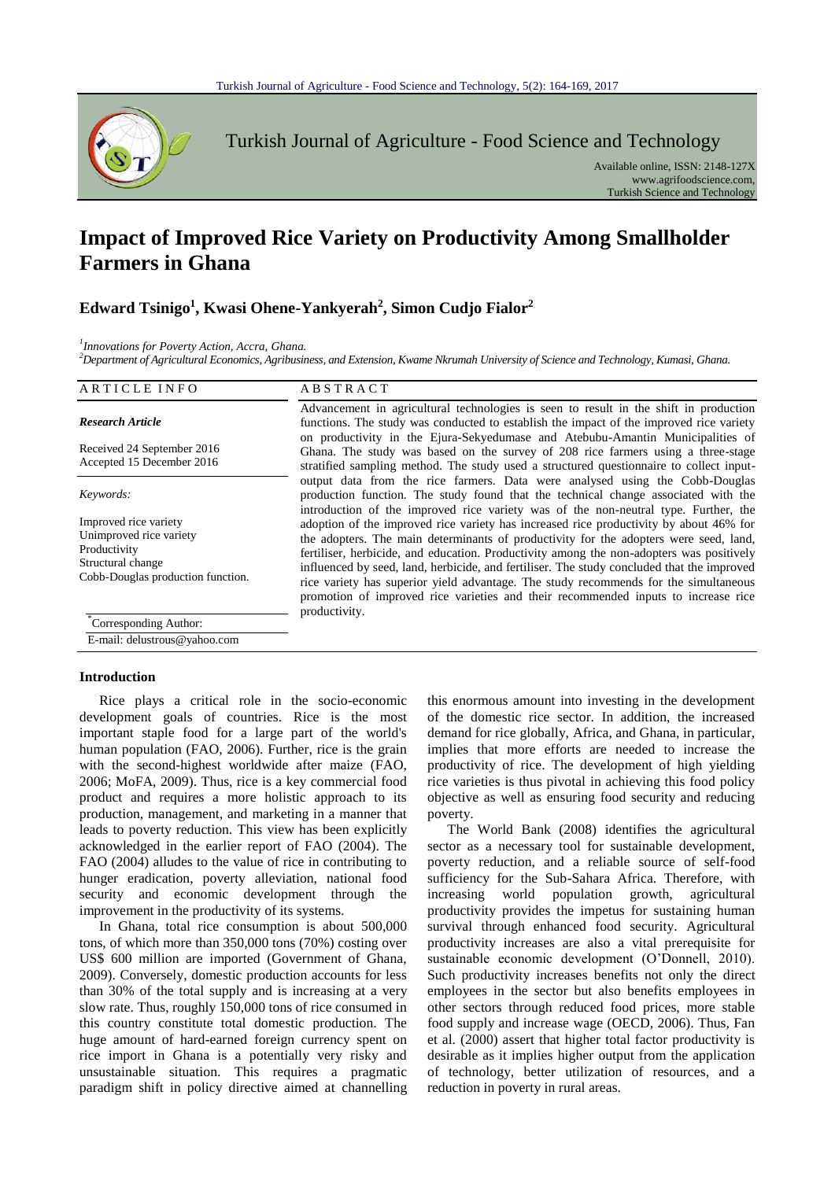# Impact of Improved Rice Variety on Productivity Among Smallholder Farmers in Ghana

**Edward Tsinigo[1], Kwasi Ohene-Yankyerah[2], Simon Cudjo Fialor[2]**

*[1]Innovations for Poverty Action, Accra, Ghana.*
*[2]Department of Agricultural Economics, Agribusiness, and Extension, Kwame Nkrumah University of Science and Technology, Kumasi, Ghana.*

## ARTICLE INFO

*Research Article*

Received 24 September 2016
Accepted 15 December 2016

*Keywords:*

Improved rice variety
Unimproved rice variety
Productivity
Structural change
Cobb-Douglas production function.

*Corresponding Author:
E-mail: delustrous@yahoo.com

## ABSTRACT

Advancement in agricultural technologies is seen to result in the shift in production functions. The study was conducted to establish the impact of the improved rice variety on productivity in the Ejura-Sekyedumase and Atebubu-Amantin Municipalities of Ghana. The study was based on the survey of 208 rice farmers using a three-stage stratified sampling method. The study used a structured questionnaire to collect input-output data from the rice farmers. Data were analysed using the Cobb-Douglas production function. The study found that the technical change associated with the introduction of the improved rice variety was of the non-neutral type. Further, the adoption of the improved rice variety has increased rice productivity by about 46% for the adopters. The main determinants of productivity for the adopters were seed, land, fertiliser, herbicide, and education. Productivity among the non-adopters was positively influenced by seed, land, herbicide, and fertiliser. The study concluded that the improved rice variety has superior yield advantage. The study recommends for the simultaneous promotion of improved rice varieties and their recommended inputs to increase rice productivity.

## Introduction

Rice plays a critical role in the socio-economic development goals of countries. Rice is the most important staple food for a large part of the world's human population (FAO, 2006). Further, rice is the grain with the second-highest worldwide after maize (FAO, 2006; MoFA, 2009). Thus, rice is a key commercial food product and requires a more holistic approach to its production, management, and marketing in a manner that leads to poverty reduction. This view has been explicitly acknowledged in the earlier report of FAO (2004). The FAO (2004) alludes to the value of rice in contributing to hunger eradication, poverty alleviation, national food security and economic development through the improvement in the productivity of its systems.

In Ghana, total rice consumption is about 500,000 tons, of which more than 350,000 tons (70%) costing over US$ 600 million are imported (Government of Ghana, 2009). Conversely, domestic production accounts for less than 30% of the total supply and is increasing at a very slow rate. Thus, roughly 150,000 tons of rice consumed in this country constitute total domestic production. The huge amount of hard-earned foreign currency spent on rice import in Ghana is a potentially very risky and unsustainable situation. This requires a pragmatic paradigm shift in policy directive aimed at channelling this enormous amount into investing in the development of the domestic rice sector. In addition, the increased demand for rice globally, Africa, and Ghana, in particular, implies that more efforts are needed to increase the productivity of rice. The development of high yielding rice varieties is thus pivotal in achieving this food policy objective as well as ensuring food security and reducing poverty.

The World Bank (2008) identifies the agricultural sector as a necessary tool for sustainable development, poverty reduction, and a reliable source of self-food sufficiency for the Sub-Sahara Africa. Therefore, with increasing world population growth, agricultural productivity provides the impetus for sustaining human survival through enhanced food security. Agricultural productivity increases are also a vital prerequisite for sustainable economic development (O'Donnell, 2010). Such productivity increases benefits not only the direct employees in the sector but also benefits employees in other sectors through reduced food prices, more stable food supply and increase wage (OECD, 2006). Thus, Fan et al. (2000) assert that higher total factor productivity is desirable as it implies higher output from the application of technology, better utilization of resources, and a reduction in poverty in rural areas.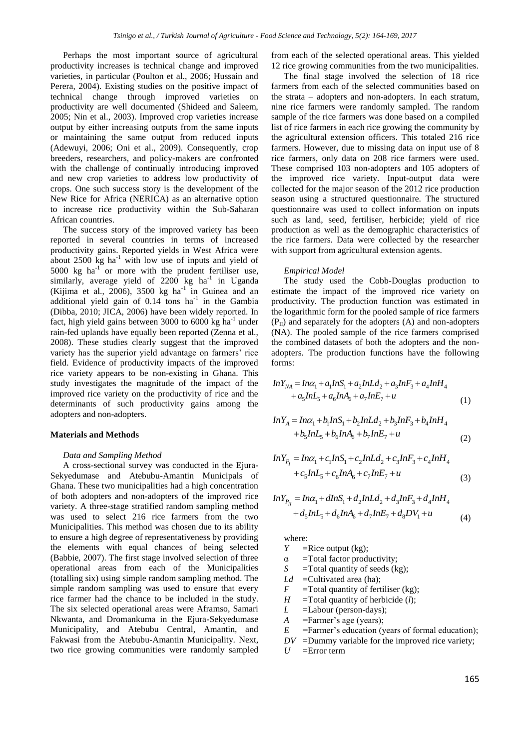Perhaps the most important source of agricultural productivity increases is technical change and improved varieties, in particular (Poulton et al., 2006; Hussain and Perera, 2004). Existing studies on the positive impact of technical change through improved varieties on productivity are well documented (Shideed and Saleem, 2005; Nin et al., 2003). Improved crop varieties increase output by either increasing outputs from the same inputs or maintaining the same output from reduced inputs (Adewuyi, 2006; Oni et al., 2009). Consequently, crop breeders, researchers, and policy-makers are confronted with the challenge of continually introducing improved and new crop varieties to address low productivity of crops. One such success story is the development of the New Rice for Africa (NERICA) as an alternative option to increase rice productivity within the Sub-Saharan African countries.

The success story of the improved variety has been reported in several countries in terms of increased productivity gains. Reported yields in West Africa were about 2500 kg ha$^{-1}$ with low use of inputs and yield of 5000 kg ha$^{-1}$ or more with the prudent fertiliser use, similarly, average yield of 2200 kg ha$^{-1}$ in Uganda (Kijima et al., 2006), 3500 kg ha$^{-1}$ in Guinea and an additional yield gain of 0.14 tons ha$^{-1}$ in the Gambia (Dibba, 2010; JICA, 2006) have been widely reported. In fact, high yield gains between 3000 to 6000 kg ha$^{-1}$ under rain-fed uplands have equally been reported (Zenna et al., 2008). These studies clearly suggest that the improved variety has the superior yield advantage on farmers' rice field. Evidence of productivity impacts of the improved rice variety appears to be non-existing in Ghana. This study investigates the magnitude of the impact of the improved rice variety on the productivity of rice and the determinants of such productivity gains among the adopters and non-adopters.

## Materials and Methods

### *Data and Sampling Method*

A cross-sectional survey was conducted in the Ejura-Sekyedumase and Atebubu-Amantin Municipals of Ghana. These two municipalities had a high concentration of both adopters and non-adopters of the improved rice variety. A three-stage stratified random sampling method was used to select 216 rice farmers from the two Municipalities. This method was chosen due to its ability to ensure a high degree of representativeness by providing the elements with equal chances of being selected (Babbie, 2007). The first stage involved selection of three operational areas from each of the Municipalities (totalling six) using simple random sampling method. The simple random sampling was used to ensure that every rice farmer had the chance to be included in the study. The six selected operational areas were Aframso, Samari Nkwanta, and Dromankuma in the Ejura-Sekyedumase Municipality, and Atebubu Central, Amantin, and Fakwasi from the Atebubu-Amantin Municipality. Next, two rice growing communities were randomly sampled from each of the selected operational areas. This yielded 12 rice growing communities from the two municipalities.

The final stage involved the selection of 18 rice farmers from each of the selected communities based on the strata – adopters and non-adopters. In each stratum, nine rice farmers were randomly sampled. The random sample of the rice farmers was done based on a compiled list of rice farmers in each rice growing the community by the agricultural extension officers. This totaled 216 rice farmers. However, due to missing data on input use of 8 rice farmers, only data on 208 rice farmers were used. These comprised 103 non-adopters and 105 adopters of the improved rice variety. Input-output data were collected for the major season of the 2012 rice production season using a structured questionnaire. The structured questionnaire was used to collect information on inputs such as land, seed, fertiliser, herbicide; yield of rice production as well as the demographic characteristics of the rice farmers. Data were collected by the researcher with support from agricultural extension agents.

### *Empirical Model*

The study used the Cobb-Douglas production to estimate the impact of the improved rice variety on productivity. The production function was estimated in the logarithmic form for the pooled sample of rice farmers ($P_{II}$) and separately for the adopters (A) and non-adopters (NA). The pooled sample of the rice farmers comprised the combined datasets of both the adopters and the non-adopters. The production functions have the following forms:

$$InY_{NA} = In\alpha_1 + a_1 InS_1 + a_2 InLd_2 + a_3 InF_3 + a_4 InH_4 + a_5 InL_5 + a_6 InA_6 + a_7 InE_7 + u \quad (1)$$

$$InY_{A} = In\alpha_1 + b_1 InS_1 + b_2 InLd_2 + b_3 InF_3 + b_4 InH_4 + b_5 InL_5 + b_6 InA_6 + b_7 InE_7 + u \quad (2)$$

$$InY_{P_I} = In\alpha_1 + c_1 InS_1 + c_2 InLd_2 + c_3 InF_3 + c_4 InH_4 + c_5 InL_5 + c_6 InA_6 + c_7 InE_7 + u \quad (3)$$

$$InY_{P_{II}} = In\alpha_1 + dInS_1 + d_2 InLd_2 + d_3 InF_3 + d_4 InH_4 + d_5 InL_5 + d_6 InA_6 + d_7 InE_7 + d_8 DV_1 + u \quad (4)$$

where:

- $Y$ =Rice output (kg);
- $\alpha$ =Total factor productivity;
- $S$ =Total quantity of seeds (kg);
- $Ld$ =Cultivated area (ha);
- $F$ =Total quantity of fertiliser (kg);
- $H$ =Total quantity of herbicide ($l$);
- $L$ =Labour (person-days);
- $A$ =Farmer's age (years);
- $E$ =Farmer's education (years of formal education);
- $DV$ =Dummy variable for the improved rice variety;
- $U$ =Error term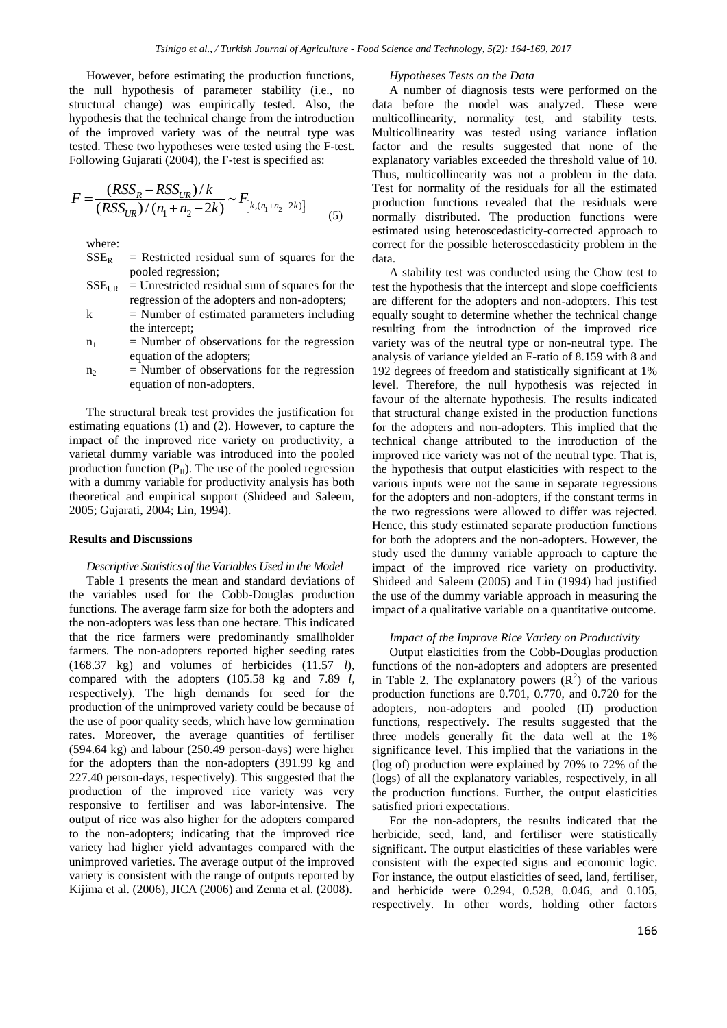However, before estimating the production functions, the null hypothesis of parameter stability (i.e., no structural change) was empirically tested. Also, the hypothesis that the technical change from the introduction of the improved variety was of the neutral type was tested. These two hypotheses were tested using the F-test. Following Gujarati (2004), the F-test is specified as:

$$F = \frac{(RSS_R - RSS_{UR})/k}{(RSS_{UR})/(n_1 + n_2 - 2k)} \sim F_{[k,(n_1+n_2-2k)]} \quad (5)$$

where:

$SSE_R$ = Restricted residual sum of squares for the pooled regression;
$SSE_{UR}$ = Unrestricted residual sum of squares for the regression of the adopters and non-adopters;
k = Number of estimated parameters including the intercept;
$n_1$ = Number of observations for the regression equation of the adopters;
$n_2$ = Number of observations for the regression equation of non-adopters.

The structural break test provides the justification for estimating equations (1) and (2). However, to capture the impact of the improved rice variety on productivity, a varietal dummy variable was introduced into the pooled production function ($P_{II}$). The use of the pooled regression with a dummy variable for productivity analysis has both theoretical and empirical support (Shideed and Saleem, 2005; Gujarati, 2004; Lin, 1994).

## Results and Discussions

### *Descriptive Statistics of the Variables Used in the Model*

Table 1 presents the mean and standard deviations of the variables used for the Cobb-Douglas production functions. The average farm size for both the adopters and the non-adopters was less than one hectare. This indicated that the rice farmers were predominantly smallholder farmers. The non-adopters reported higher seeding rates (168.37 kg) and volumes of herbicides (11.57 *l*), compared with the adopters (105.58 kg and 7.89 *l*, respectively). The high demands for seed for the production of the unimproved variety could be because of the use of poor quality seeds, which have low germination rates. Moreover, the average quantities of fertiliser (594.64 kg) and labour (250.49 person-days) were higher for the adopters than the non-adopters (391.99 kg and 227.40 person-days, respectively). This suggested that the production of the improved rice variety was very responsive to fertiliser and was labor-intensive. The output of rice was also higher for the adopters compared to the non-adopters; indicating that the improved rice variety had higher yield advantages compared with the unimproved varieties. The average output of the improved variety is consistent with the range of outputs reported by Kijima et al. (2006), JICA (2006) and Zenna et al. (2008).

### *Hypotheses Tests on the Data*

A number of diagnosis tests were performed on the data before the model was analyzed. These were multicollinearity, normality test, and stability tests. Multicollinearity was tested using variance inflation factor and the results suggested that none of the explanatory variables exceeded the threshold value of 10. Thus, multicollinearity was not a problem in the data. Test for normality of the residuals for all the estimated production functions revealed that the residuals were normally distributed. The production functions were estimated using heteroscedasticity-corrected approach to correct for the possible heteroscedasticity problem in the data.

A stability test was conducted using the Chow test to test the hypothesis that the intercept and slope coefficients are different for the adopters and non-adopters. This test equally sought to determine whether the technical change resulting from the introduction of the improved rice variety was of the neutral type or non-neutral type. The analysis of variance yielded an F-ratio of 8.159 with 8 and 192 degrees of freedom and statistically significant at 1% level. Therefore, the null hypothesis was rejected in favour of the alternate hypothesis. The results indicated that structural change existed in the production functions for the adopters and non-adopters. This implied that the technical change attributed to the introduction of the improved rice variety was not of the neutral type. That is, the hypothesis that output elasticities with respect to the various inputs were not the same in separate regressions for the adopters and non-adopters, if the constant terms in the two regressions were allowed to differ was rejected. Hence, this study estimated separate production functions for both the adopters and the non-adopters. However, the study used the dummy variable approach to capture the impact of the improved rice variety on productivity. Shideed and Saleem (2005) and Lin (1994) had justified the use of the dummy variable approach in measuring the impact of a qualitative variable on a quantitative outcome.

### *Impact of the Improve Rice Variety on Productivity*

Output elasticities from the Cobb-Douglas production functions of the non-adopters and adopters are presented in Table 2. The explanatory powers ($R^2$) of the various production functions are 0.701, 0.770, and 0.720 for the adopters, non-adopters and pooled (II) production functions, respectively. The results suggested that the three models generally fit the data well at the 1% significance level. This implied that the variations in the (log of) production were explained by 70% to 72% of the (logs) of all the explanatory variables, respectively, in all the production functions. Further, the output elasticities satisfied priori expectations.

For the non-adopters, the results indicated that the herbicide, seed, land, and fertiliser were statistically significant. The output elasticities of these variables were consistent with the expected signs and economic logic. For instance, the output elasticities of seed, land, fertiliser, and herbicide were 0.294, 0.528, 0.046, and 0.105, respectively. In other words, holding other factors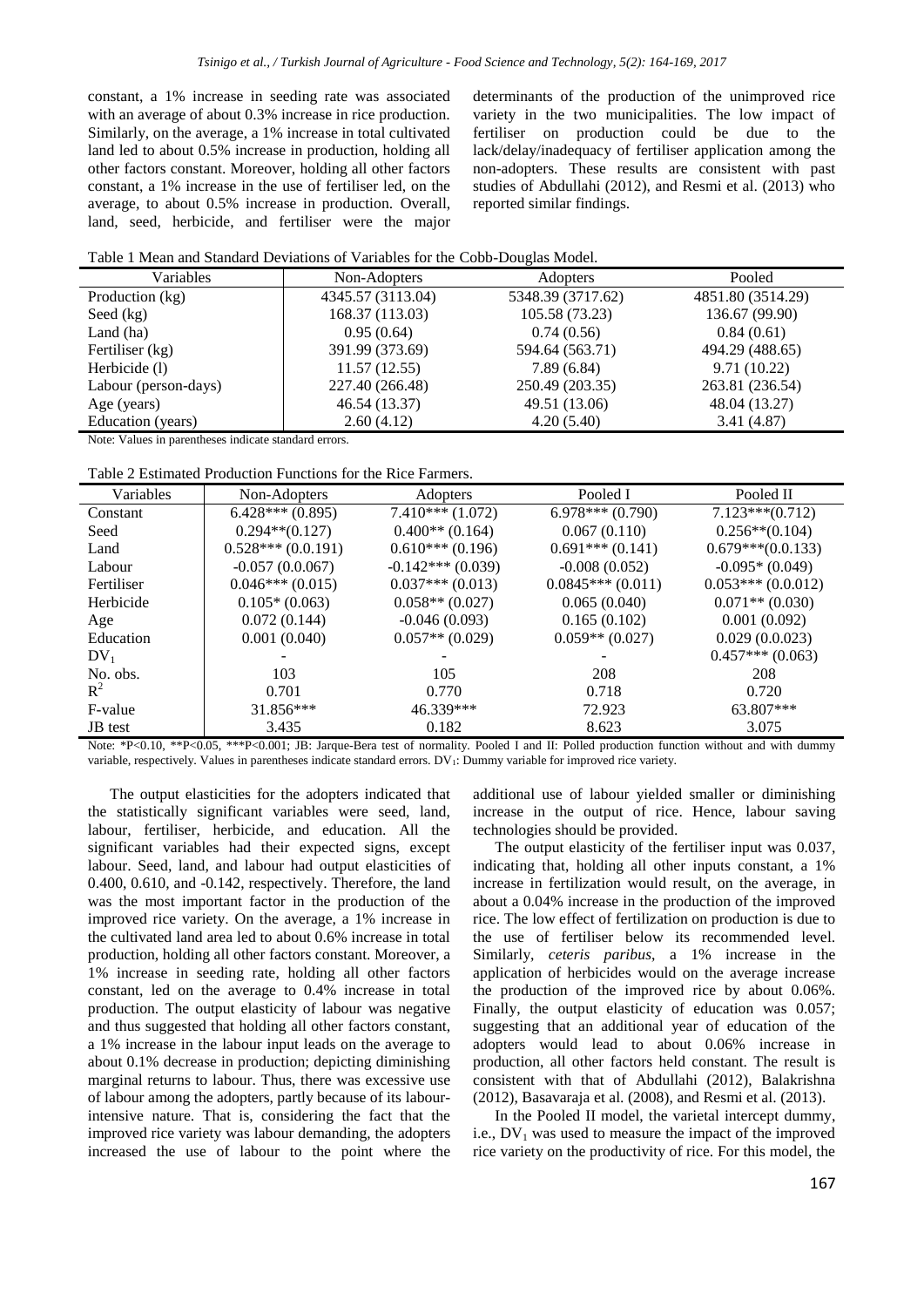constant, a 1% increase in seeding rate was associated with an average of about 0.3% increase in rice production. Similarly, on the average, a 1% increase in total cultivated land led to about 0.5% increase in production, holding all other factors constant. Moreover, holding all other factors constant, a 1% increase in the use of fertiliser led, on the average, to about 0.5% increase in production. Overall, land, seed, herbicide, and fertiliser were the major determinants of the production of the unimproved rice variety in the two municipalities. The low impact of fertiliser on production could be due to the lack/delay/inadequacy of fertiliser application among the non-adopters. These results are consistent with past studies of Abdullahi (2012), and Resmi et al. (2013) who reported similar findings.

Table 1 Mean and Standard Deviations of Variables for the Cobb-Douglas Model.

| Variables | Non-Adopters | Adopters | Pooled |
|---|---|---|---|
| Production (kg) | 4345.57 (3113.04) | 5348.39 (3717.62) | 4851.80 (3514.29) |
| Seed (kg) | 168.37 (113.03) | 105.58 (73.23) | 136.67 (99.90) |
| Land (ha) | 0.95 (0.64) | 0.74 (0.56) | 0.84 (0.61) |
| Fertiliser (kg) | 391.99 (373.69) | 594.64 (563.71) | 494.29 (488.65) |
| Herbicide (l) | 11.57 (12.55) | 7.89 (6.84) | 9.71 (10.22) |
| Labour (person-days) | 227.40 (266.48) | 250.49 (203.35) | 263.81 (236.54) |
| Age (years) | 46.54 (13.37) | 49.51 (13.06) | 48.04 (13.27) |
| Education (years) | 2.60 (4.12) | 4.20 (5.40) | 3.41 (4.87) |

Note: Values in parentheses indicate standard errors.

Table 2 Estimated Production Functions for the Rice Farmers.

| Variables | Non-Adopters | Adopters | Pooled I | Pooled II |
|---|---|---|---|---|
| Constant | 6.428*** (0.895) | 7.410*** (1.072) | 6.978*** (0.790) | 7.123***(0.712) |
| Seed | 0.294**(0.127) | 0.400** (0.164) | 0.067 (0.110) | 0.256**(0.104) |
| Land | 0.528*** (0.0.191) | 0.610*** (0.196) | 0.691*** (0.141) | 0.679***(0.0.133) |
| Labour | -0.057 (0.0.067) | -0.142*** (0.039) | -0.008 (0.052) | -0.095* (0.049) |
| Fertiliser | 0.046*** (0.015) | 0.037*** (0.013) | 0.0845*** (0.011) | 0.053*** (0.0.012) |
| Herbicide | 0.105* (0.063) | 0.058** (0.027) | 0.065 (0.040) | 0.071** (0.030) |
| Age | 0.072 (0.144) | -0.046 (0.093) | 0.165 (0.102) | 0.001 (0.092) |
| Education | 0.001 (0.040) | 0.057** (0.029) | 0.059** (0.027) | 0.029 (0.0.023) |
| $DV_1$ | - | - | - | 0.457*** (0.063) |
| No. obs. | 103 | 105 | 208 | 208 |
| $R^2$ | 0.701 | 0.770 | 0.718 | 0.720 |
| F-value | 31.856*** | 46.339*** | 72.923 | 63.807*** |
| JB test | 3.435 | 0.182 | 8.623 | 3.075 |

Note: *P<0.10, **P<0.05, ***P<0.001; JB: Jarque-Bera test of normality. Pooled I and II: Polled production function without and with dummy variable, respectively. Values in parentheses indicate standard errors. $DV_1$: Dummy variable for improved rice variety.

The output elasticities for the adopters indicated that the statistically significant variables were seed, land, labour, fertiliser, herbicide, and education. All the significant variables had their expected signs, except labour. Seed, land, and labour had output elasticities of 0.400, 0.610, and -0.142, respectively. Therefore, the land was the most important factor in the production of the improved rice variety. On the average, a 1% increase in the cultivated land area led to about 0.6% increase in total production, holding all other factors constant. Moreover, a 1% increase in seeding rate, holding all other factors constant, led on the average to 0.4% increase in total production. The output elasticity of labour was negative and thus suggested that holding all other factors constant, a 1% increase in the labour input leads on the average to about 0.1% decrease in production; depicting diminishing marginal returns to labour. Thus, there was excessive use of labour among the adopters, partly because of its labour-intensive nature. That is, considering the fact that the improved rice variety was labour demanding, the adopters increased the use of labour to the point where the additional use of labour yielded smaller or diminishing increase in the output of rice. Hence, labour saving technologies should be provided.

The output elasticity of the fertiliser input was 0.037, indicating that, holding all other inputs constant, a 1% increase in fertilization would result, on the average, in about a 0.04% increase in the production of the improved rice. The low effect of fertilization on production is due to the use of fertiliser below its recommended level. Similarly, *ceteris paribus*, a 1% increase in the application of herbicides would on the average increase the production of the improved rice by about 0.06%. Finally, the output elasticity of education was 0.057; suggesting that an additional year of education of the adopters would lead to about 0.06% increase in production, all other factors held constant. The result is consistent with that of Abdullahi (2012), Balakrishna (2012), Basavaraja et al. (2008), and Resmi et al. (2013).

In the Pooled II model, the varietal intercept dummy, i.e., $DV_1$ was used to measure the impact of the improved rice variety on the productivity of rice. For this model, the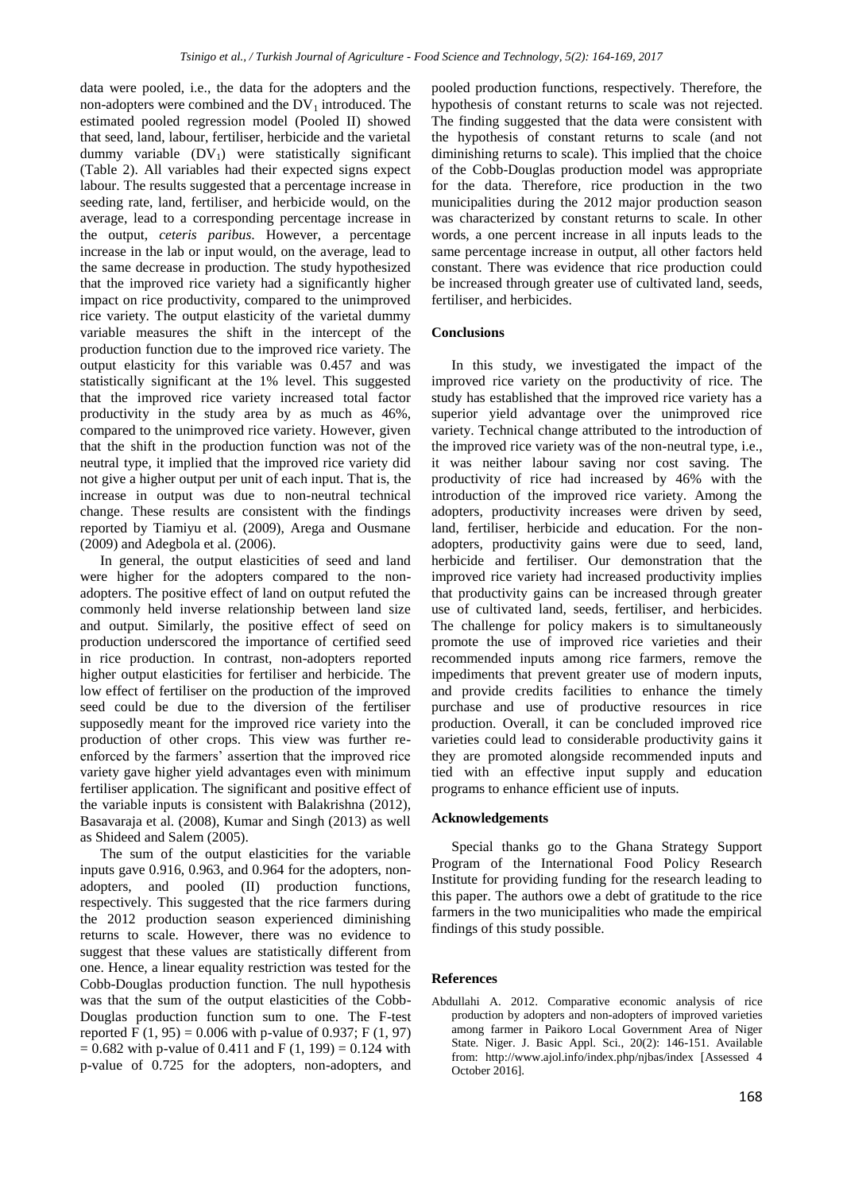data were pooled, i.e., the data for the adopters and the non-adopters were combined and the $DV_1$ introduced. The estimated pooled regression model (Pooled II) showed that seed, land, labour, fertiliser, herbicide and the varietal dummy variable ($DV_1$) were statistically significant (Table 2). All variables had their expected signs expect labour. The results suggested that a percentage increase in seeding rate, land, fertiliser, and herbicide would, on the average, lead to a corresponding percentage increase in the output, *ceteris paribus*. However, a percentage increase in the lab or input would, on the average, lead to the same decrease in production. The study hypothesized that the improved rice variety had a significantly higher impact on rice productivity, compared to the unimproved rice variety. The output elasticity of the varietal dummy variable measures the shift in the intercept of the production function due to the improved rice variety. The output elasticity for this variable was 0.457 and was statistically significant at the 1% level. This suggested that the improved rice variety increased total factor productivity in the study area by as much as 46%, compared to the unimproved rice variety. However, given that the shift in the production function was not of the neutral type, it implied that the improved rice variety did not give a higher output per unit of each input. That is, the increase in output was due to non-neutral technical change. These results are consistent with the findings reported by Tiamiyu et al. (2009), Arega and Ousmane (2009) and Adegbola et al. (2006).

In general, the output elasticities of seed and land were higher for the adopters compared to the non-adopters. The positive effect of land on output refuted the commonly held inverse relationship between land size and output. Similarly, the positive effect of seed on production underscored the importance of certified seed in rice production. In contrast, non-adopters reported higher output elasticities for fertiliser and herbicide. The low effect of fertiliser on the production of the improved seed could be due to the diversion of the fertiliser supposedly meant for the improved rice variety into the production of other crops. This view was further re-enforced by the farmers' assertion that the improved rice variety gave higher yield advantages even with minimum fertiliser application. The significant and positive effect of the variable inputs is consistent with Balakrishna (2012), Basavaraja et al. (2008), Kumar and Singh (2013) as well as Shideed and Salem (2005).

The sum of the output elasticities for the variable inputs gave 0.916, 0.963, and 0.964 for the adopters, non-adopters, and pooled (II) production functions, respectively. This suggested that the rice farmers during the 2012 production season experienced diminishing returns to scale. However, there was no evidence to suggest that these values are statistically different from one. Hence, a linear equality restriction was tested for the Cobb-Douglas production function. The null hypothesis was that the sum of the output elasticities of the Cobb-Douglas production function sum to one. The F-test reported $F(1, 95) = 0.006$ with p-value of 0.937; $F(1, 97) = 0.682$ with p-value of 0.411 and $F(1, 199) = 0.124$ with p-value of 0.725 for the adopters, non-adopters, and pooled production functions, respectively. Therefore, the hypothesis of constant returns to scale was not rejected. The finding suggested that the data were consistent with the hypothesis of constant returns to scale (and not diminishing returns to scale). This implied that the choice of the Cobb-Douglas production model was appropriate for the data. Therefore, rice production in the two municipalities during the 2012 major production season was characterized by constant returns to scale. In other words, a one percent increase in all inputs leads to the same percentage increase in output, all other factors held constant. There was evidence that rice production could be increased through greater use of cultivated land, seeds, fertiliser, and herbicides.

## Conclusions

In this study, we investigated the impact of the improved rice variety on the productivity of rice. The study has established that the improved rice variety has a superior yield advantage over the unimproved rice variety. Technical change attributed to the introduction of the improved rice variety was of the non-neutral type, i.e., it was neither labour saving nor cost saving. The productivity of rice had increased by 46% with the introduction of the improved rice variety. Among the adopters, productivity increases were driven by seed, land, fertiliser, herbicide and education. For the non-adopters, productivity gains were due to seed, land, herbicide and fertiliser. Our demonstration that the improved rice variety had increased productivity implies that productivity gains can be increased through greater use of cultivated land, seeds, fertiliser, and herbicides. The challenge for policy makers is to simultaneously promote the use of improved rice varieties and their recommended inputs among rice farmers, remove the impediments that prevent greater use of modern inputs, and provide credits facilities to enhance the timely purchase and use of productive resources in rice production. Overall, it can be concluded improved rice varieties could lead to considerable productivity gains it they are promoted alongside recommended inputs and tied with an effective input supply and education programs to enhance efficient use of inputs.

## Acknowledgements

Special thanks go to the Ghana Strategy Support Program of the International Food Policy Research Institute for providing funding for the research leading to this paper. The authors owe a debt of gratitude to the rice farmers in the two municipalities who made the empirical findings of this study possible.

## References

Abdullahi A. 2012. Comparative economic analysis of rice production by adopters and non-adopters of improved varieties among farmer in Paikoro Local Government Area of Niger State. Niger. J. Basic Appl. Sci., 20(2): 146-151. Available from: http://www.ajol.info/index.php/njbas/index [Assessed 4 October 2016].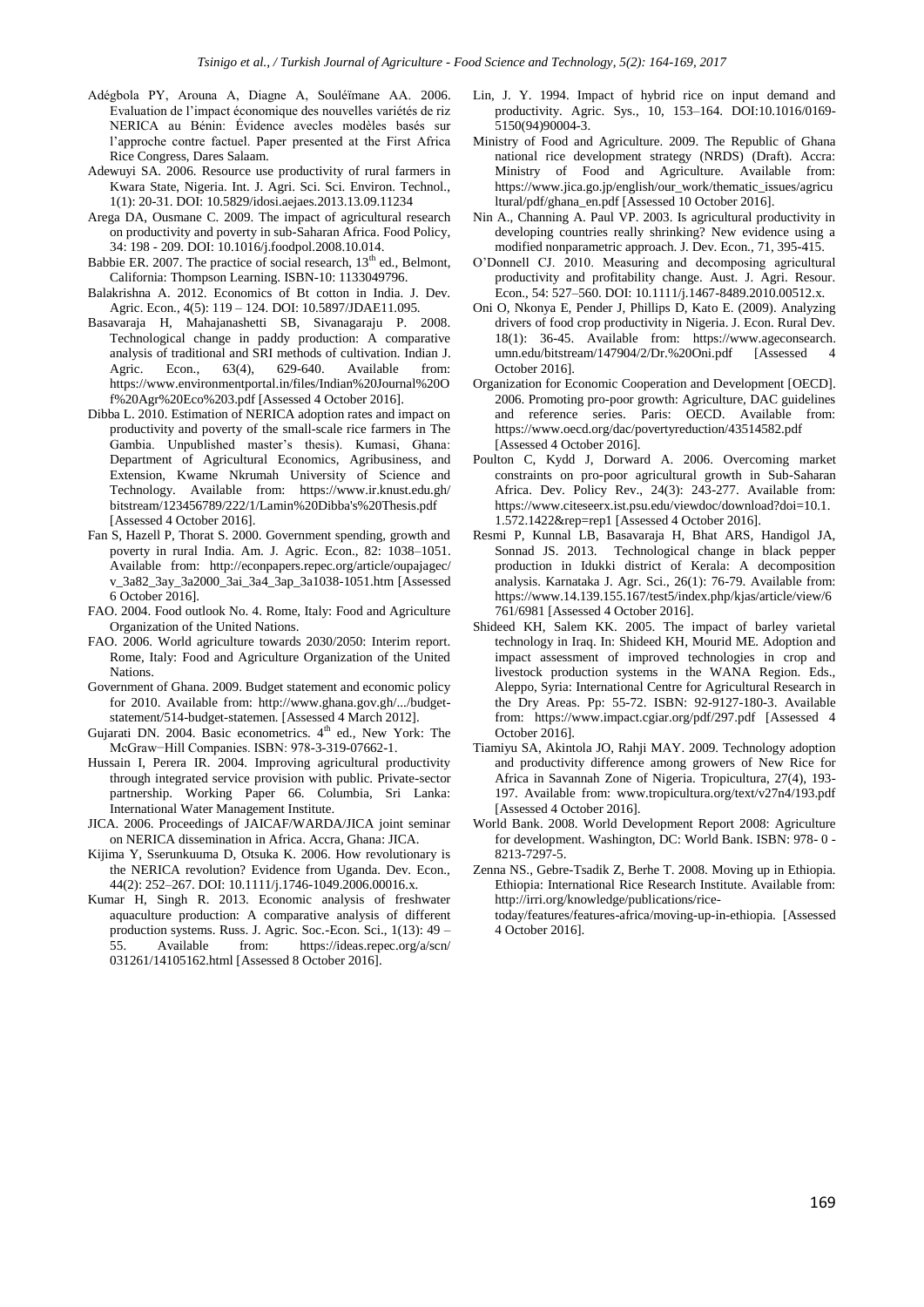Adégbola PY, Arouna A, Diagne A, Souléïmane AA. 2006. Evaluation de l'impact économique des nouvelles variétés de riz NERICA au Bénin: Évidence avecles modèles basés sur l'approche contre factuel. Paper presented at the First Africa Rice Congress, Dares Salaam.

Adewuyi SA. 2006. Resource use productivity of rural farmers in Kwara State, Nigeria. Int. J. Agri. Sci. Sci. Environ. Technol., 1(1): 20-31. DOI: 10.5829/idosi.aejaes.2013.13.09.11234

Arega DA, Ousmane C. 2009. The impact of agricultural research on productivity and poverty in sub-Saharan Africa. Food Policy, 34: 198 - 209. DOI: 10.1016/j.foodpol.2008.10.014.

Babbie ER. 2007. The practice of social research, 13th ed., Belmont, California: Thompson Learning. ISBN-10: 1133049796.

Balakrishna A. 2012. Economics of Bt cotton in India. J. Dev. Agric. Econ., 4(5): 119 – 124. DOI: 10.5897/JDAE11.095.

Basavaraja H, Mahajanashetti SB, Sivanagaraju P. 2008. Technological change in paddy production: A comparative analysis of traditional and SRI methods of cultivation. Indian J. Agric. Econ., 63(4), 629-640. Available from: https://www.environmentportal.in/files/Indian%20Journal%20Of%20Agr%20Eco%203.pdf [Assessed 4 October 2016].

Dibba L. 2010. Estimation of NERICA adoption rates and impact on productivity and poverty of the small-scale rice farmers in The Gambia. Unpublished master's thesis). Kumasi, Ghana: Department of Agricultural Economics, Agribusiness, and Extension, Kwame Nkrumah University of Science and Technology. Available from: https://www.ir.knust.edu.gh/bitstream/123456789/222/1/Lamin%20Dibba's%20Thesis.pdf [Assessed 4 October 2016].

Fan S, Hazell P, Thorat S. 2000. Government spending, growth and poverty in rural India. Am. J. Agric. Econ., 82: 1038–1051. Available from: http://econpapers.repec.org/article/oupajagec/v_3a82_3ay_3a2000_3ai_3a4_3ap_3a1038-1051.htm [Assessed 6 October 2016].

FAO. 2004. Food outlook No. 4. Rome, Italy: Food and Agriculture Organization of the United Nations.

FAO. 2006. World agriculture towards 2030/2050: Interim report. Rome, Italy: Food and Agriculture Organization of the United Nations.

Government of Ghana. 2009. Budget statement and economic policy for 2010. Available from: http://www.ghana.gov.gh/.../budget-statement/514-budget-statemen. [Assessed 4 March 2012].

Gujarati DN. 2004. Basic econometrics. 4th ed., New York: The McGraw−Hill Companies. ISBN: 978-3-319-07662-1.

Hussain I, Perera IR. 2004. Improving agricultural productivity through integrated service provision with public. Private-sector partnership. Working Paper 66. Columbia, Sri Lanka: International Water Management Institute.

JICA. 2006. Proceedings of JAICAF/WARDA/JICA joint seminar on NERICA dissemination in Africa. Accra, Ghana: JICA.

Kijima Y, Sserunkuuma D, Otsuka K. 2006. How revolutionary is the NERICA revolution? Evidence from Uganda. Dev. Econ., 44(2): 252–267. DOI: 10.1111/j.1746-1049.2006.00016.x.

Kumar H, Singh R. 2013. Economic analysis of freshwater aquaculture production: A comparative analysis of different production systems. Russ. J. Agric. Soc.-Econ. Sci., 1(13): 49 – 55. Available from: https://ideas.repec.org/a/scn/031261/14105162.html [Assessed 8 October 2016].

Lin, J. Y. 1994. Impact of hybrid rice on input demand and productivity. Agric. Sys., 10, 153–164. DOI:10.1016/0169-5150(94)90004-3.

Ministry of Food and Agriculture. 2009. The Republic of Ghana national rice development strategy (NRDS) (Draft). Accra: Ministry of Food and Agriculture. Available from: https://www.jica.go.jp/english/our_work/thematic_issues/agricultural/pdf/ghana_en.pdf [Assessed 10 October 2016].

Nin A., Channing A. Paul VP. 2003. Is agricultural productivity in developing countries really shrinking? New evidence using a modified nonparametric approach. J. Dev. Econ., 71, 395-415.

O'Donnell CJ. 2010. Measuring and decomposing agricultural productivity and profitability change. Aust. J. Agri. Resour. Econ., 54: 527–560. DOI: 10.1111/j.1467-8489.2010.00512.x.

Oni O, Nkonya E, Pender J, Phillips D, Kato E. (2009). Analyzing drivers of food crop productivity in Nigeria. J. Econ. Rural Dev. 18(1): 36-45. Available from: https://www.ageconsearch.umn.edu/bitstream/147904/2/Dr.%20Oni.pdf [Assessed 4 October 2016].

Organization for Economic Cooperation and Development [OECD]. 2006. Promoting pro-poor growth: Agriculture, DAC guidelines and reference series. Paris: OECD. Available from: https://www.oecd.org/dac/povertyreduction/43514582.pdf [Assessed 4 October 2016].

Poulton C, Kydd J, Dorward A. 2006. Overcoming market constraints on pro-poor agricultural growth in Sub-Saharan Africa. Dev. Policy Rev., 24(3): 243-277. Available from: https://www.citeseerx.ist.psu.edu/viewdoc/download?doi=10.1.1.572.1422&rep=rep1 [Assessed 4 October 2016].

Resmi P, Kunnal LB, Basavaraja H, Bhat ARS, Handigol JA, Sonnad JS. 2013. Technological change in black pepper production in Idukki district of Kerala: A decomposition analysis. Karnataka J. Agr. Sci., 26(1): 76-79. Available from: https://www.14.139.155.167/test5/index.php/kjas/article/view/6761/6981 [Assessed 4 October 2016].

Shideed KH, Salem KK. 2005. The impact of barley varietal technology in Iraq. In: Shideed KH, Mourid ME. Adoption and impact assessment of improved technologies in crop and livestock production systems in the WANA Region. Eds., Aleppo, Syria: International Centre for Agricultural Research in the Dry Areas. Pp: 55-72. ISBN: 92-9127-180-3. Available from: https://www.impact.cgiar.org/pdf/297.pdf [Assessed 4 October 2016].

Tiamiyu SA, Akintola JO, Rahji MAY. 2009. Technology adoption and productivity difference among growers of New Rice for Africa in Savannah Zone of Nigeria. Tropicultura, 27(4), 193-197. Available from: www.tropicultura.org/text/v27n4/193.pdf [Assessed 4 October 2016].

World Bank. 2008. World Development Report 2008: Agriculture for development. Washington, DC: World Bank. ISBN: 978- 0 - 8213-7297-5.

Zenna NS., Gebre-Tsadik Z, Berhe T. 2008. Moving up in Ethiopia. Ethiopia: International Rice Research Institute. Available from: http://irri.org/knowledge/publications/rice-today/features/features-africa/moving-up-in-ethiopia. [Assessed 4 October 2016].